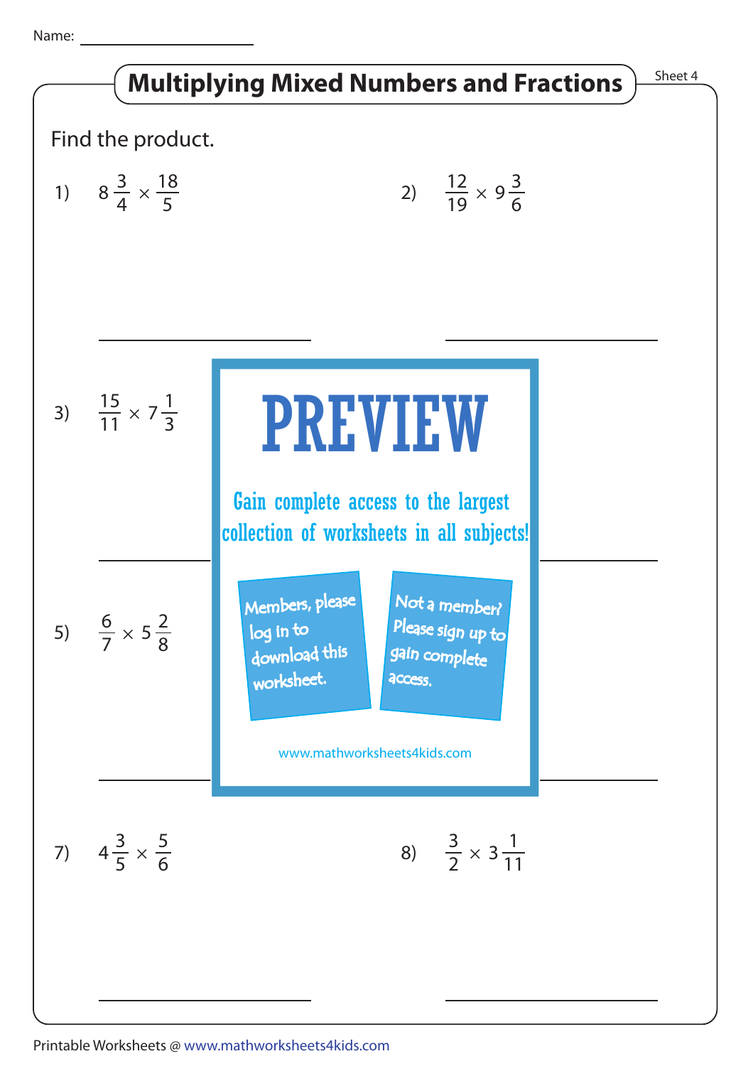Name: ____________________

# Multiplying Mixed Numbers and Fractions

Sheet 4

Find the product.

1) $8\frac{3}{4} \times \frac{18}{5}$

2) $\frac{12}{19} \times 9\frac{3}{6}$

3) $\frac{15}{11} \times 7\frac{1}{3}$

5) $\frac{6}{7} \times 5\frac{2}{8}$

PREVIEW

Gain complete access to the largest collection of worksheets in all subjects!

Members, please log in to download this worksheet.

Not a member? Please sign up to gain complete access.

www.mathworksheets4kids.com

7) $4\frac{3}{5} \times \frac{5}{6}$

8) $\frac{3}{2} \times 3\frac{1}{11}$

Printable Worksheets @ www.mathworksheets4kids.com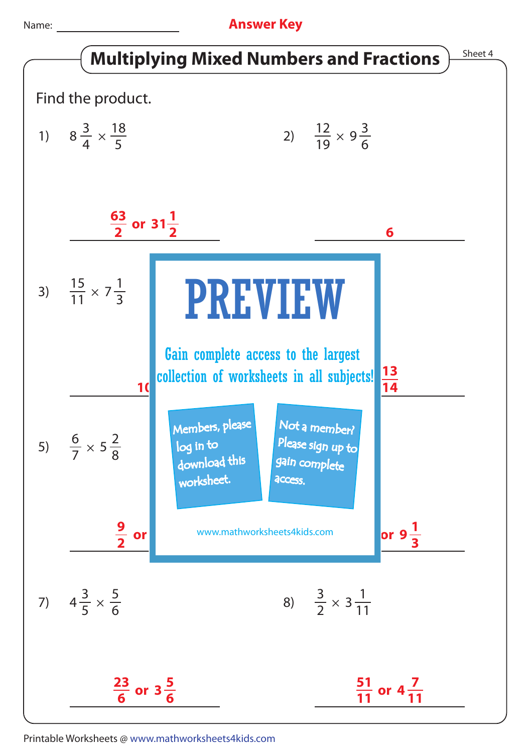Name: ____________ **Answer Key**

# Multiplying Mixed Numbers and Fractions

Sheet 4

Find the product.

1) $8\frac{3}{4} \times \frac{18}{5}$

$\frac{63}{2}$ or $31\frac{1}{2}$

2) $\frac{12}{19} \times 9\frac{3}{6}$

$6$

3) $\frac{15}{11} \times 7\frac{1}{3}$

10

$\frac{13}{14}$

5) $\frac{6}{7} \times 5\frac{2}{8}$

$\frac{9}{2}$ or

or $9\frac{1}{3}$

**PREVIEW**

Gain complete access to the largest collection of worksheets in all subjects!

Members, please log in to download this worksheet.

Not a member? Please sign up to gain complete access.

www.mathworksheets4kids.com

7) $4\frac{3}{5} \times \frac{5}{6}$

$\frac{23}{6}$ or $3\frac{5}{6}$

8) $\frac{3}{2} \times 3\frac{1}{11}$

$\frac{51}{11}$ or $4\frac{7}{11}$

Printable Worksheets @ www.mathworksheets4kids.com